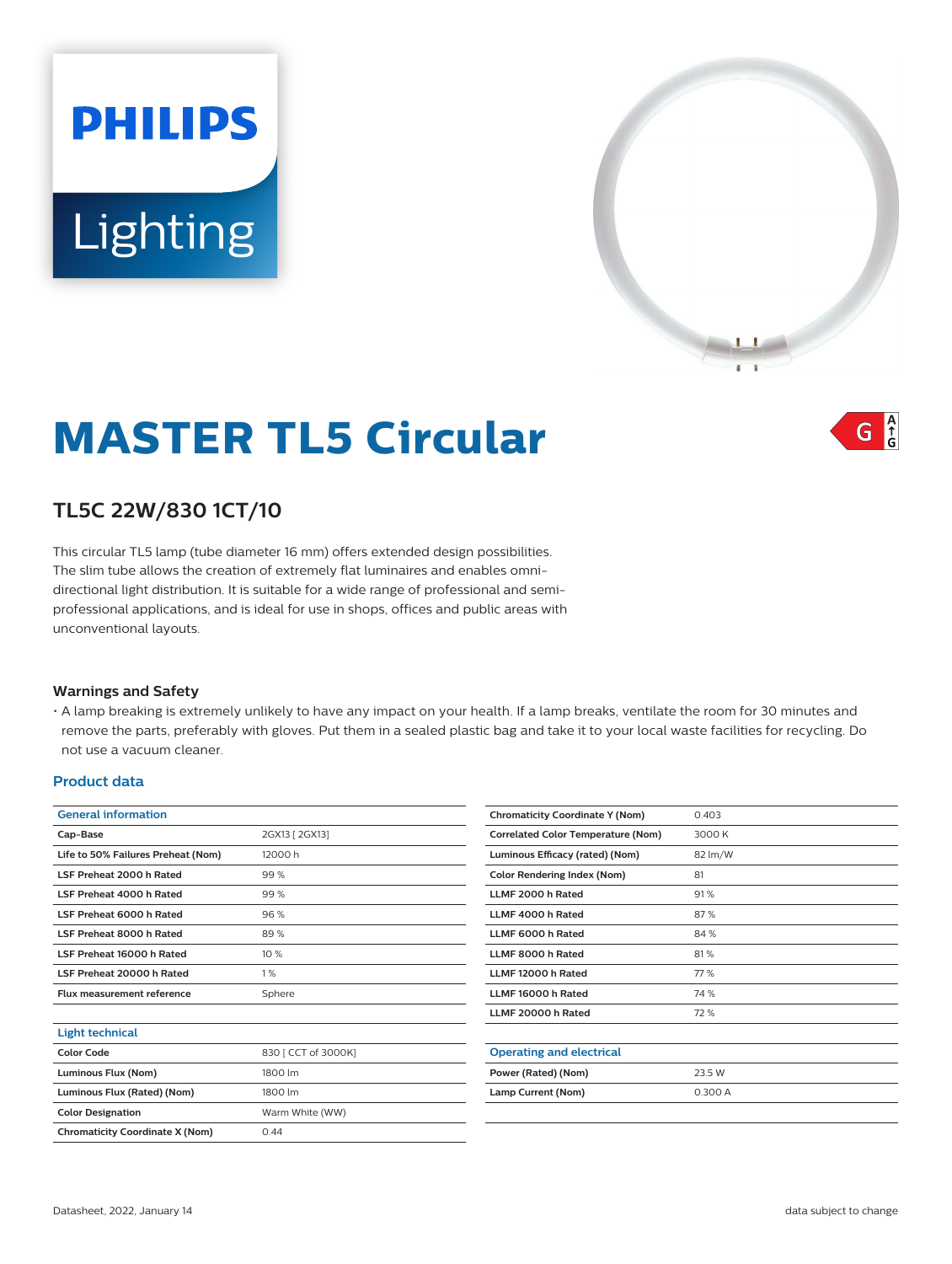PHILIPS

Lighting

# MASTER TL5 Circular

G A↑G

## TL5C 22W/830 1CT/10

This circular TL5 lamp (tube diameter 16 mm) offers extended design possibilities. The slim tube allows the creation of extremely flat luminaires and enables omni-directional light distribution. It is suitable for a wide range of professional and semi-professional applications, and is ideal for use in shops, offices and public areas with unconventional layouts.

### Warnings and Safety

- A lamp breaking is extremely unlikely to have any impact on your health. If a lamp breaks, ventilate the room for 30 minutes and remove the parts, preferably with gloves. Put them in a sealed plastic bag and take it to your local waste facilities for recycling. Do not use a vacuum cleaner.

### Product data

| General information | |
|---|---|
| Cap-Base | 2GX13 [ 2GX13] |
| Life to 50% Failures Preheat (Nom) | 12000 h |
| LSF Preheat 2000 h Rated | 99 % |
| LSF Preheat 4000 h Rated | 99 % |
| LSF Preheat 6000 h Rated | 96 % |
| LSF Preheat 8000 h Rated | 89 % |
| LSF Preheat 16000 h Rated | 10 % |
| LSF Preheat 20000 h Rated | 1 % |
| Flux measurement reference | Sphere |

| Light technical | |
|---|---|
| Color Code | 830 [ CCT of 3000K] |
| Luminous Flux (Nom) | 1800 lm |
| Luminous Flux (Rated) (Nom) | 1800 lm |
| Color Designation | Warm White (WW) |
| Chromaticity Coordinate X (Nom) | 0.44 |
| Chromaticity Coordinate Y (Nom) | 0.403 |
| Correlated Color Temperature (Nom) | 3000 K |
| Luminous Efficacy (rated) (Nom) | 82 lm/W |
| Color Rendering Index (Nom) | 81 |
| LLMF 2000 h Rated | 91 % |
| LLMF 4000 h Rated | 87 % |
| LLMF 6000 h Rated | 84 % |
| LLMF 8000 h Rated | 81 % |
| LLMF 12000 h Rated | 77 % |
| LLMF 16000 h Rated | 74 % |
| LLMF 20000 h Rated | 72 % |

| Operating and electrical | |
|---|---|
| Power (Rated) (Nom) | 23.5 W |
| Lamp Current (Nom) | 0.300 A |

Datasheet, 2022, January 14

data subject to change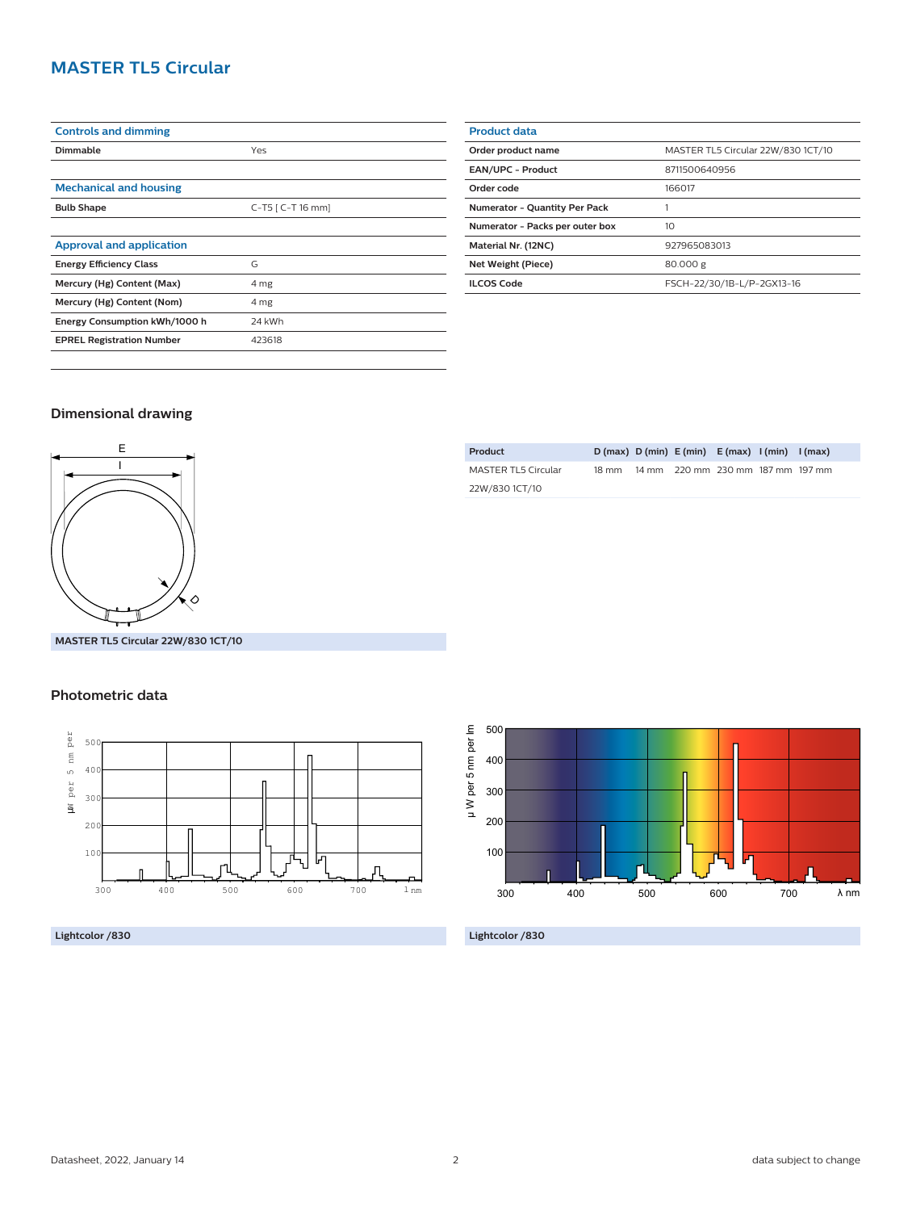## MASTER TL5 Circular

| Controls and dimming | |
|---|---|
| Dimmable | Yes |

| Mechanical and housing | |
|---|---|
| Bulb Shape | C-T5 [ C-T 16 mm] |

| Approval and application | |
|---|---|
| Energy Efficiency Class | G |
| Mercury (Hg) Content (Max) | 4 mg |
| Mercury (Hg) Content (Nom) | 4 mg |
| Energy Consumption kWh/1000 h | 24 kWh |
| EPREL Registration Number | 423618 |

| Product data | |
|---|---|
| Order product name | MASTER TL5 Circular 22W/830 1CT/10 |
| EAN/UPC - Product | 8711500640956 |
| Order code | 166017 |
| Numerator - Quantity Per Pack | 1 |
| Numerator - Packs per outer box | 10 |
| Material Nr. (12NC) | 927965083013 |
| Net Weight (Piece) | 80.000 g |
| ILCOS Code | FSCH-22/30/1B-L/P-2GX13-16 |

### Dimensional drawing

MASTER TL5 Circular 22W/830 1CT/10

| Product | D (max) | D (min) | E (min) | E (max) | I (min) | I (max) |
|---|---|---|---|---|---|---|
| MASTER TL5 Circular 22W/830 1CT/10 | 18 mm | 14 mm | 220 mm | 230 mm | 187 mm | 197 mm |

### Photometric data

Lightcolor /830

Lightcolor /830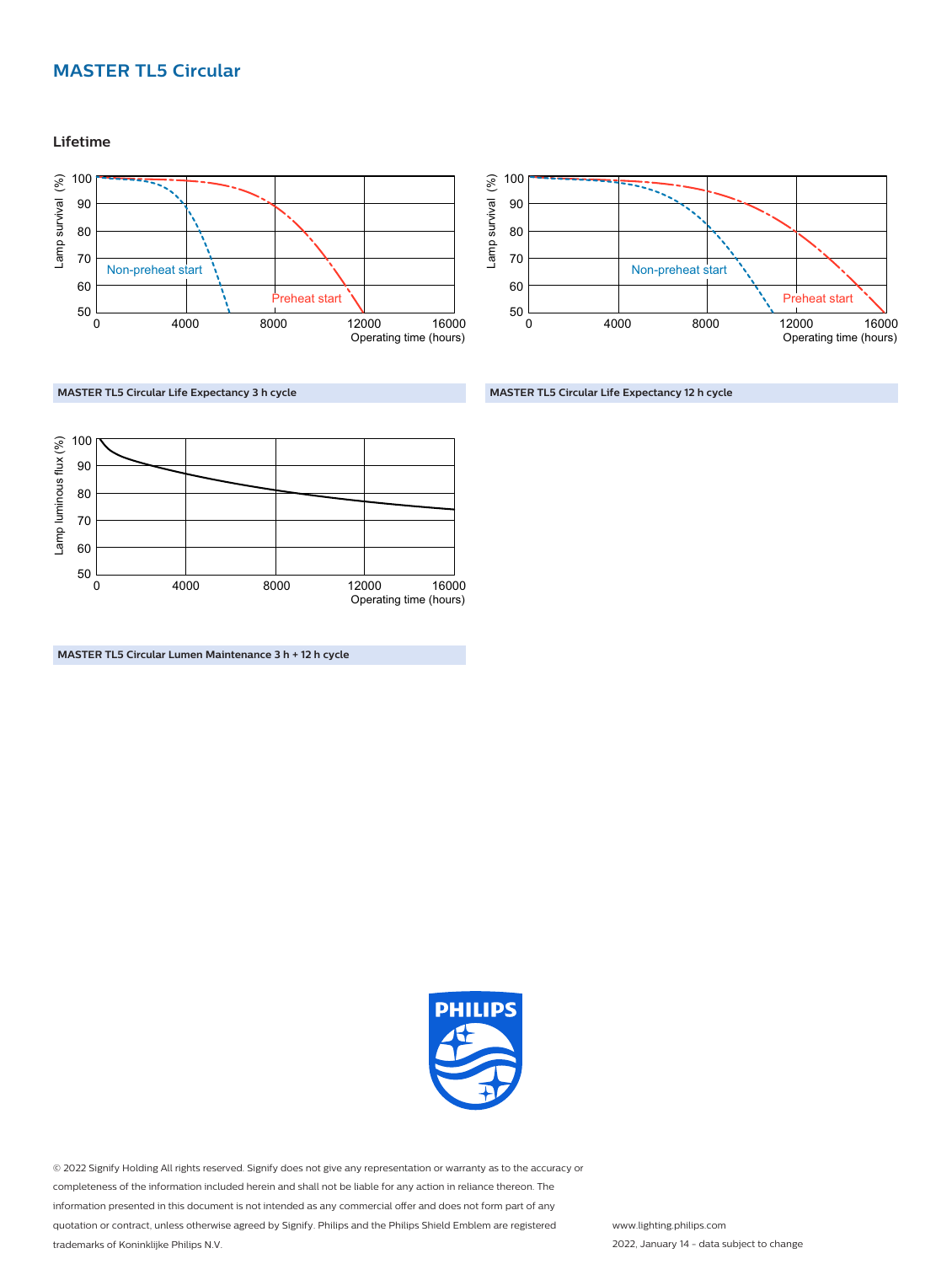## MASTER TL5 Circular

### Lifetime

Lamp survival (%)
100
90
80
70
60
50
0
4000
8000
12000
16000
Operating time (hours)
Non-preheat start
Preheat start

**MASTER TL5 Circular Life Expectancy 3 h cycle**

Lamp survival (%)
100
90
80
70
60
50
0
4000
8000
12000
16000
Operating time (hours)
Non-preheat start
Preheat start

**MASTER TL5 Circular Life Expectancy 12 h cycle**

Lamp luminous flux (%)
100
90
80
70
60
50
0
4000
8000
12000
16000
Operating time (hours)

**MASTER TL5 Circular Lumen Maintenance 3 h + 12 h cycle**

PHILIPS

© 2022 Signify Holding All rights reserved. Signify does not give any representation or warranty as to the accuracy or completeness of the information included herein and shall not be liable for any action in reliance thereon. The information presented in this document is not intended as any commercial offer and does not form part of any quotation or contract, unless otherwise agreed by Signify. Philips and the Philips Shield Emblem are registered trademarks of Koninklijke Philips N.V.

www.lighting.philips.com

2022, January 14 - data subject to change